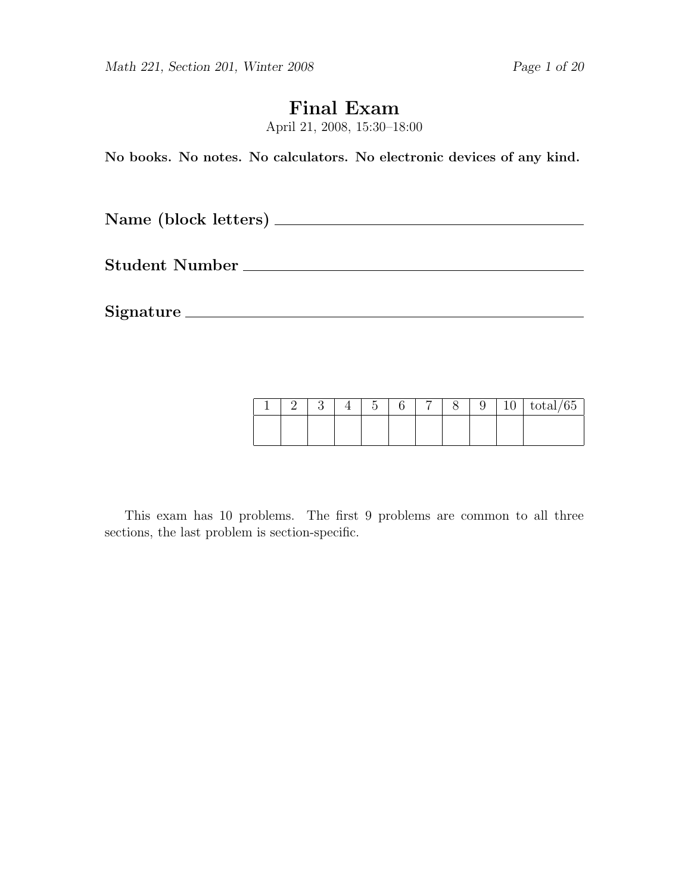# Final Exam

April 21, 2008, 15:30–18:00

**No books. No notes. No calculators. No electronic devices of any kind.**

**Name (block letters)** \_\_\_\_\_\_\_\_\_\_\_\_\_\_\_\_\_\_\_\_\_\_\_\_\_\_\_\_\_\_\_\_\_\_\_\_\_\_\_\_

**Student Number** \_\_\_\_\_\_\_\_\_\_\_\_\_\_\_\_\_\_\_\_\_\_\_\_\_\_\_\_\_\_\_\_\_\_\_\_\_\_\_\_

**Signature** \_\_\_\_\_\_\_\_\_\_\_\_\_\_\_\_\_\_\_\_\_\_\_\_\_\_\_\_\_\_\_\_\_\_\_\_\_\_\_\_

| 1 | 2 | 3 | 4 | 5 | 6 | 7 | 8 | 9 | 10 | total/65 |
|---|---|---|---|---|---|---|---|---|---|---|
| | | | | | | | | | | |

This exam has 10 problems. The first 9 problems are common to all three sections, the last problem is section-specific.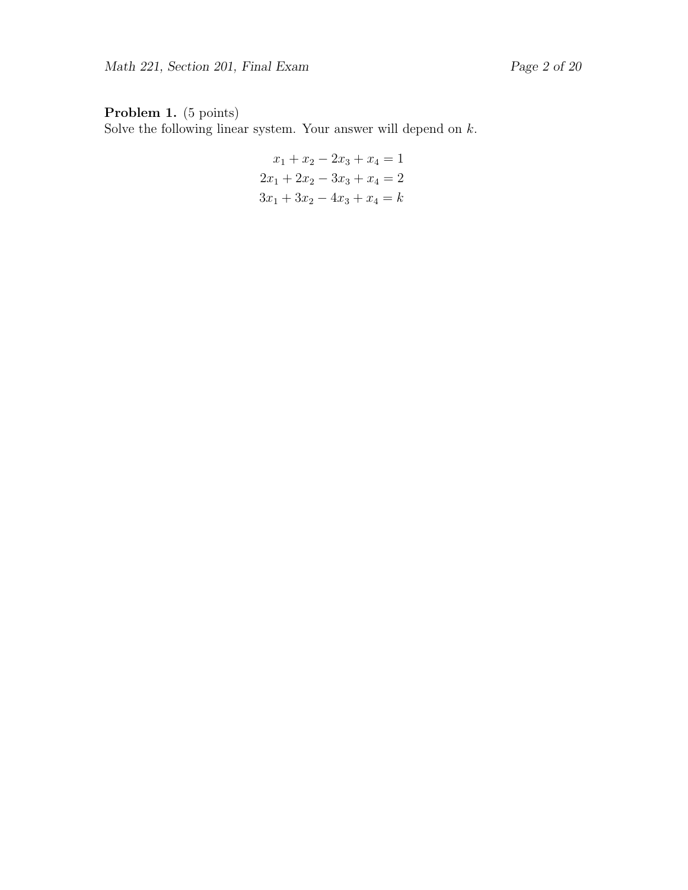**Problem 1.** (5 points)
Solve the following linear system. Your answer will depend on $k$.

$$
\begin{aligned}
x_1 + x_2 - 2x_3 + x_4 &= 1 \\
2x_1 + 2x_2 - 3x_3 + x_4 &= 2 \\
3x_1 + 3x_2 - 4x_3 + x_4 &= k
\end{aligned}
$$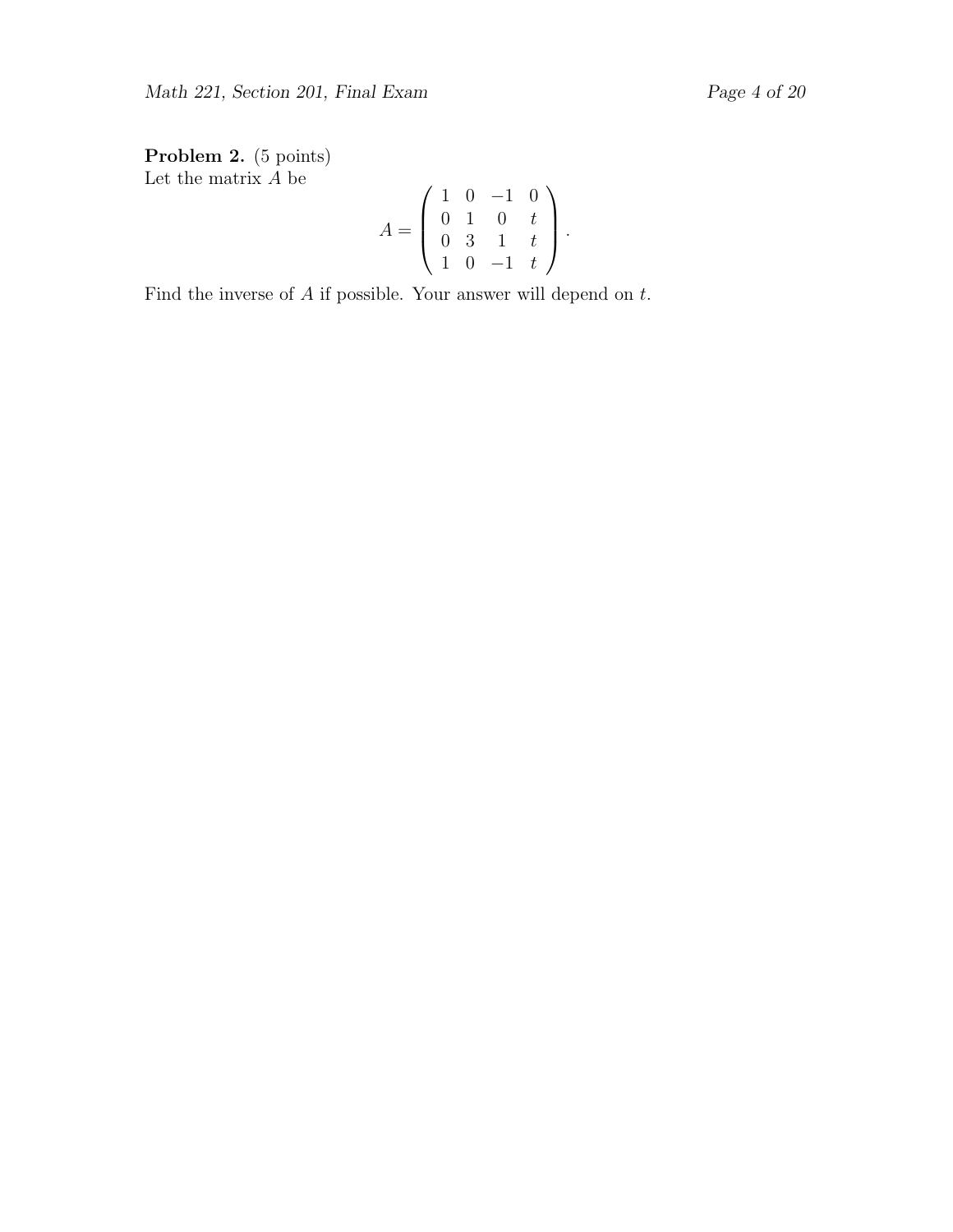**Problem 2.** (5 points)
Let the matrix $A$ be

$$A = \begin{pmatrix} 1 & 0 & -1 & 0 \\ 0 & 1 & 0 & t \\ 0 & 3 & 1 & t \\ 1 & 0 & -1 & t \end{pmatrix}.$$

Find the inverse of $A$ if possible. Your answer will depend on $t$.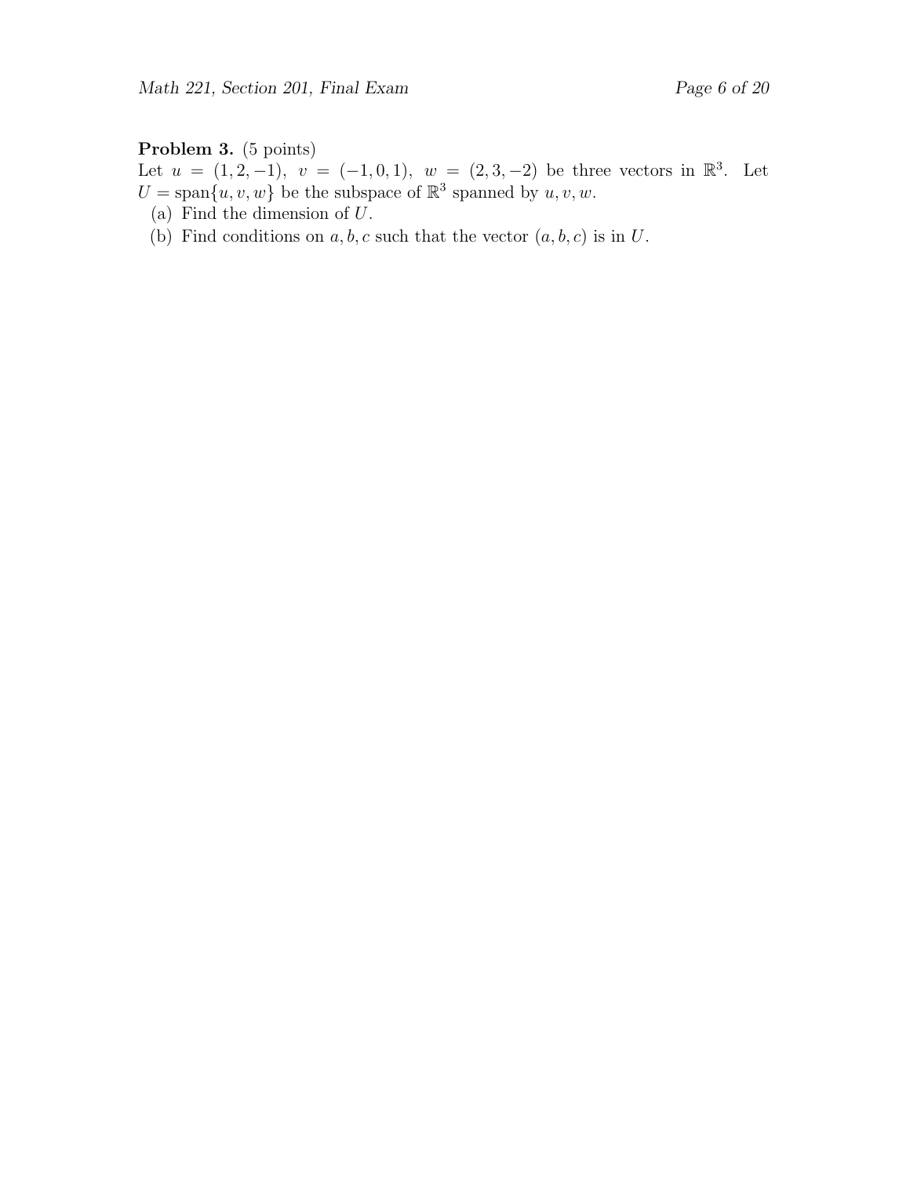**Problem 3.** (5 points)
Let $u = (1, 2, -1)$, $v = (-1, 0, 1)$, $w = (2, 3, -2)$ be three vectors in $\mathbb{R}^3$. Let $U = \operatorname{span}\{u, v, w\}$ be the subspace of $\mathbb{R}^3$ spanned by $u, v, w$.

(a) Find the dimension of $U$.

(b) Find conditions on $a, b, c$ such that the vector $(a, b, c)$ is in $U$.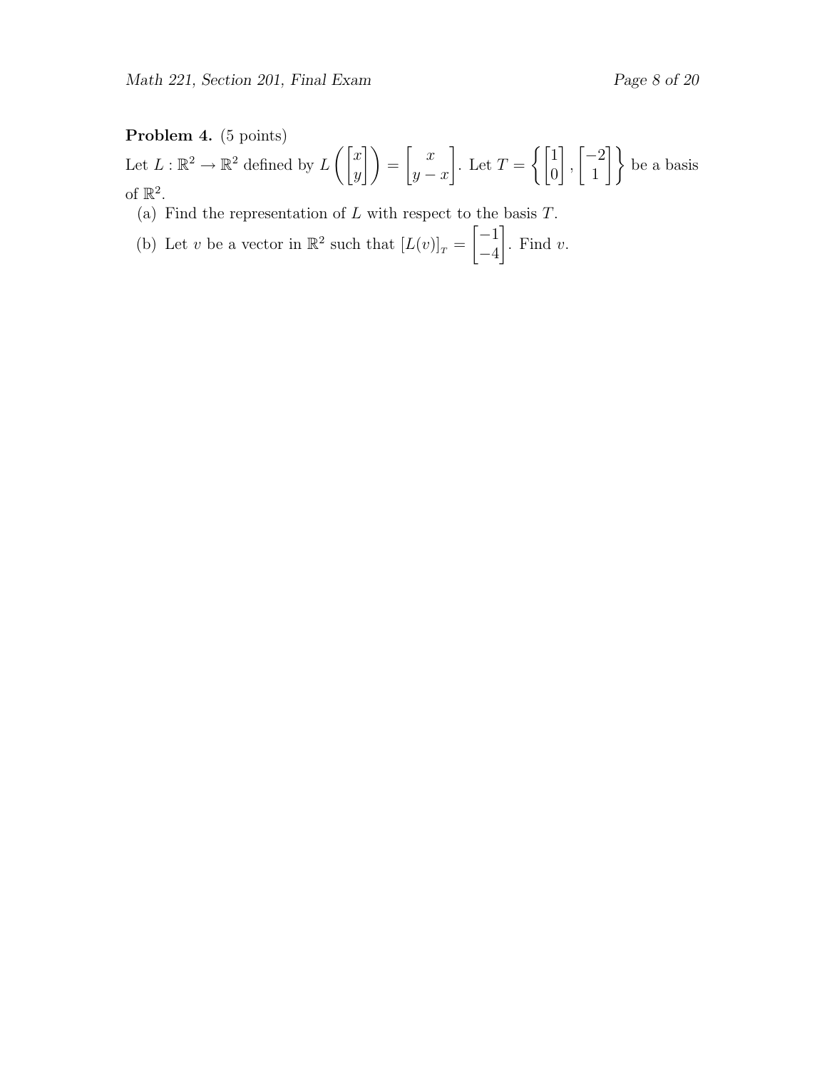**Problem 4.** (5 points)

Let $L : \mathbb{R}^2 \to \mathbb{R}^2$ defined by $L\left(\begin{bmatrix} x \\ y \end{bmatrix}\right) = \begin{bmatrix} x \\ y - x \end{bmatrix}$. Let $T = \left\{ \begin{bmatrix} 1 \\ 0 \end{bmatrix}, \begin{bmatrix} -2 \\ 1 \end{bmatrix} \right\}$ be a basis of $\mathbb{R}^2$.

(a) Find the representation of $L$ with respect to the basis $T$.

(b) Let $v$ be a vector in $\mathbb{R}^2$ such that $[L(v)]_T = \begin{bmatrix} -1 \\ -4 \end{bmatrix}$. Find $v$.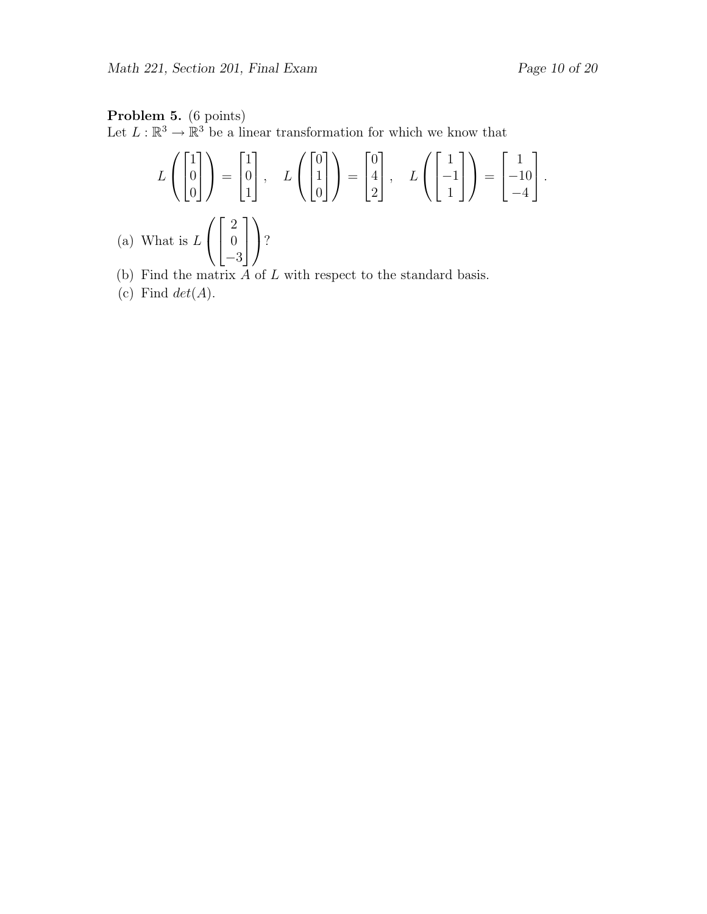**Problem 5.** (6 points)
Let $L : \mathbb{R}^3 \to \mathbb{R}^3$ be a linear transformation for which we know that

$$L\left(\begin{bmatrix}1\\0\\0\end{bmatrix}\right) = \begin{bmatrix}1\\0\\1\end{bmatrix}, \quad L\left(\begin{bmatrix}0\\1\\0\end{bmatrix}\right) = \begin{bmatrix}0\\4\\2\end{bmatrix}, \quad L\left(\begin{bmatrix}1\\-1\\1\end{bmatrix}\right) = \begin{bmatrix}1\\-10\\-4\end{bmatrix}.$$

(a) What is $L\left(\begin{bmatrix}2\\0\\-3\end{bmatrix}\right)$?

(b) Find the matrix $A$ of $L$ with respect to the standard basis.

(c) Find $det(A)$.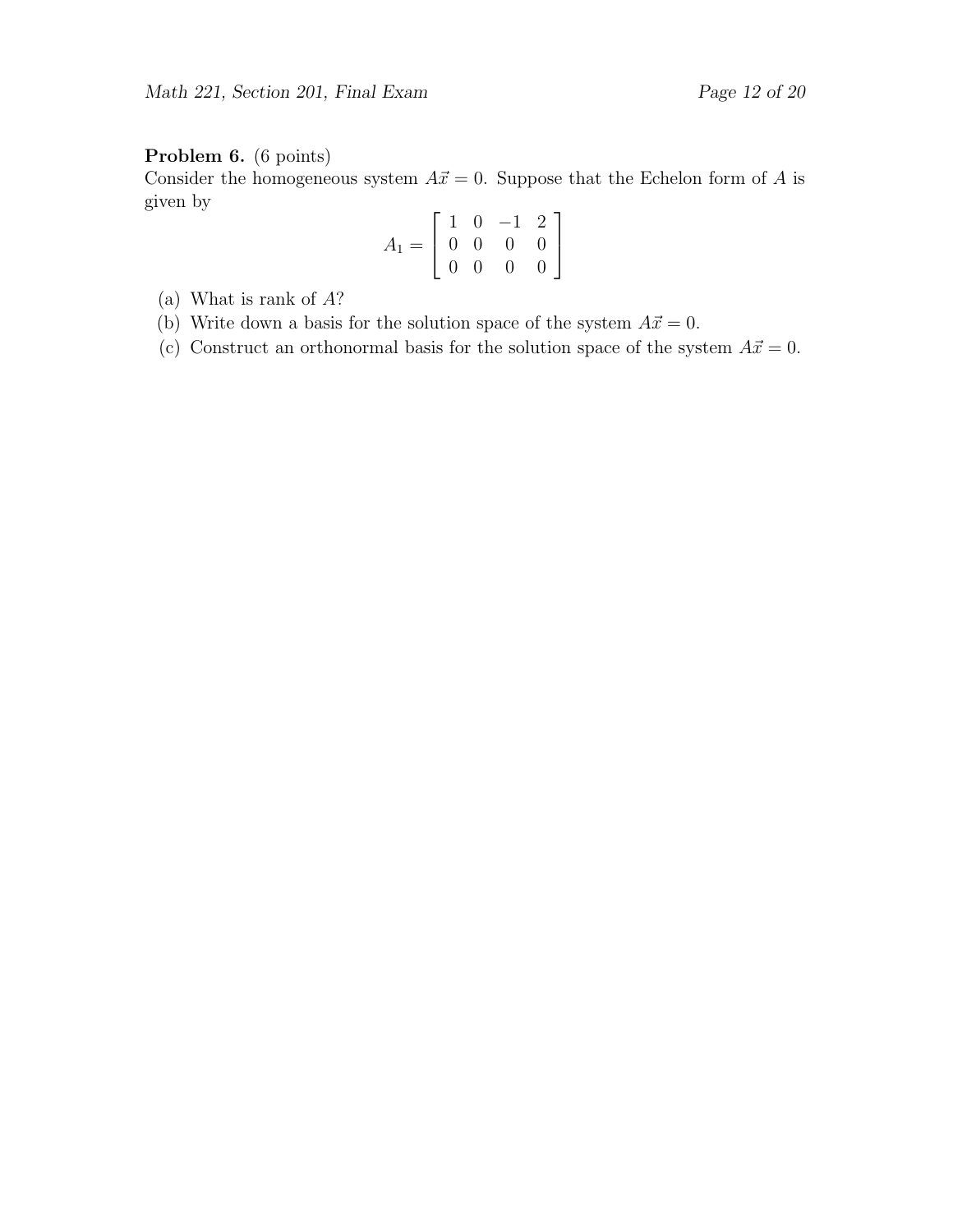**Problem 6.** (6 points)
Consider the homogeneous system $A\vec{x} = 0$. Suppose that the Echelon form of $A$ is given by

$$A_1 = \begin{bmatrix} 1 & 0 & -1 & 2 \\ 0 & 0 & 0 & 0 \\ 0 & 0 & 0 & 0 \end{bmatrix}$$

(a) What is rank of $A$?
(b) Write down a basis for the solution space of the system $A\vec{x} = 0$.
(c) Construct an orthonormal basis for the solution space of the system $A\vec{x} = 0$.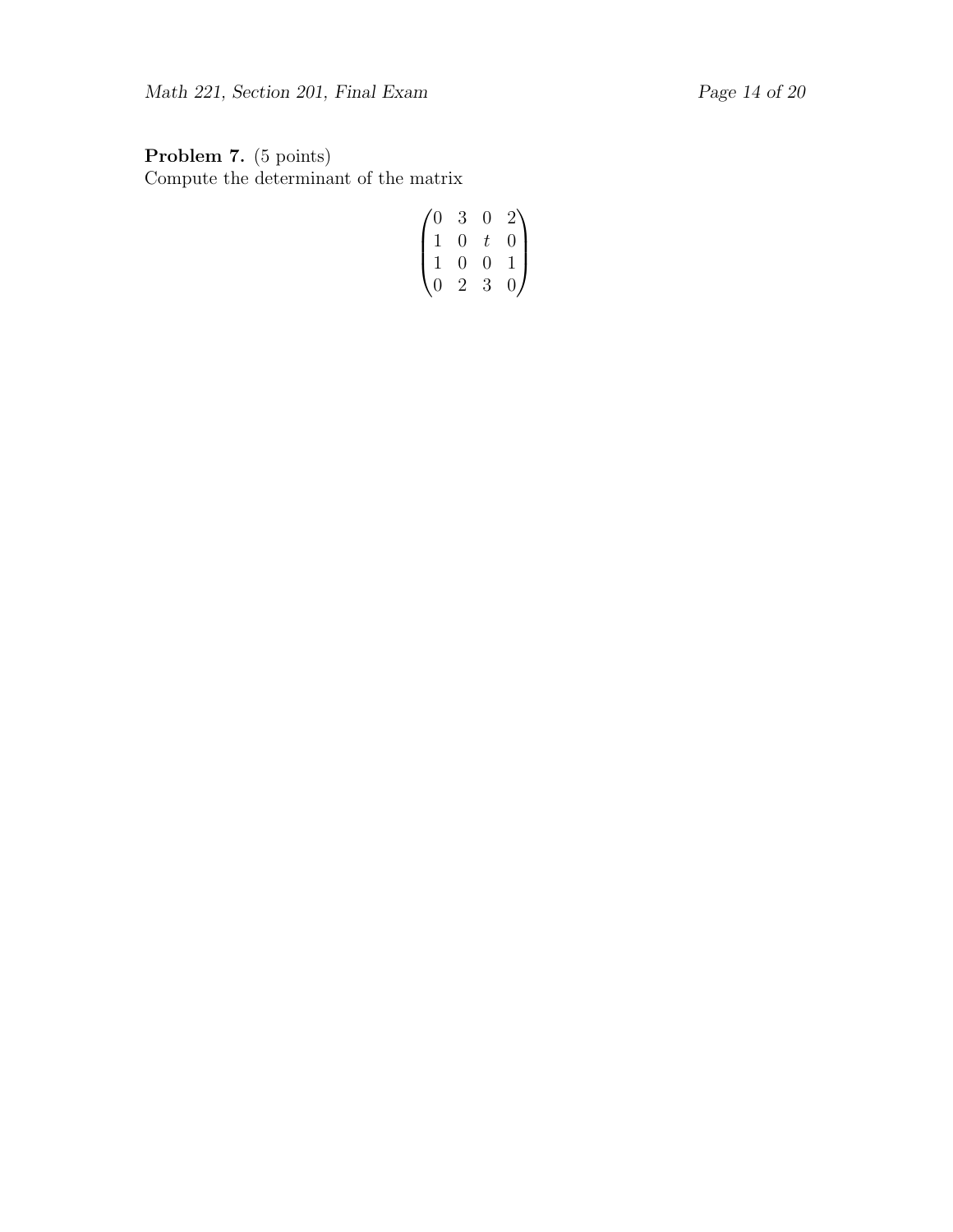**Problem 7.** (5 points)
Compute the determinant of the matrix

$$\begin{pmatrix} 0 & 3 & 0 & 2 \\ 1 & 0 & t & 0 \\ 1 & 0 & 0 & 1 \\ 0 & 2 & 3 & 0 \end{pmatrix}$$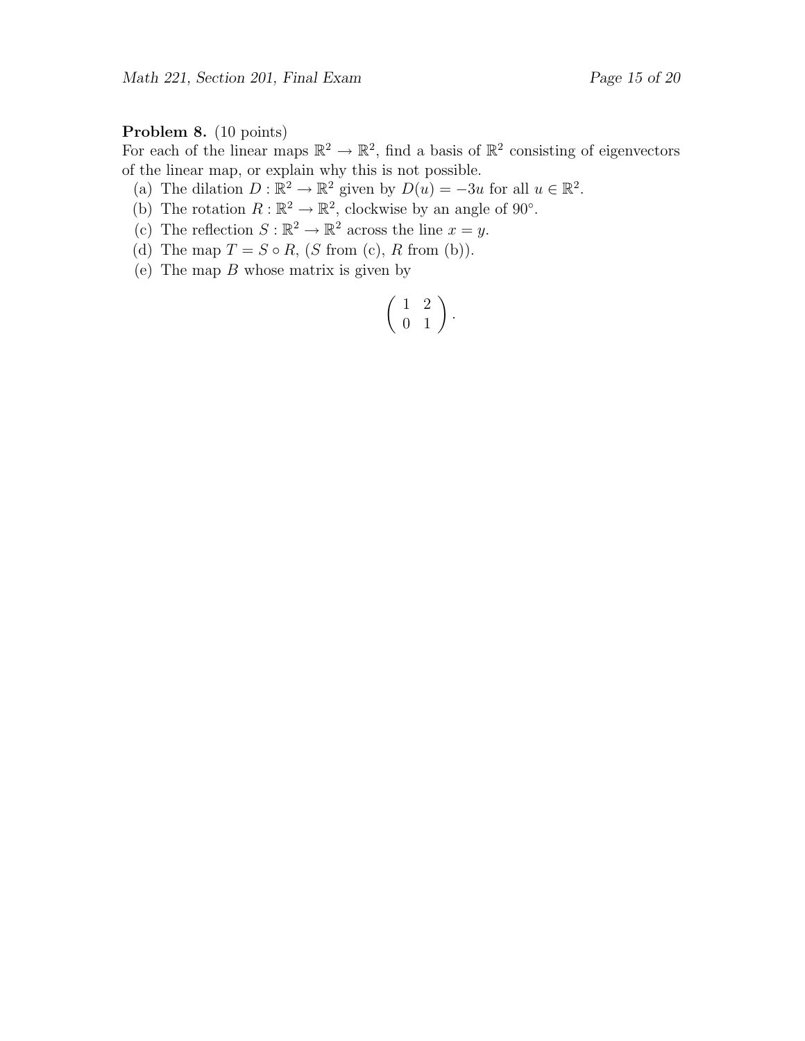**Problem 8.** (10 points)
For each of the linear maps $\mathbb{R}^2 \to \mathbb{R}^2$, find a basis of $\mathbb{R}^2$ consisting of eigenvectors of the linear map, or explain why this is not possible.

(a) The dilation $D : \mathbb{R}^2 \to \mathbb{R}^2$ given by $D(u) = -3u$ for all $u \in \mathbb{R}^2$.

(b) The rotation $R : \mathbb{R}^2 \to \mathbb{R}^2$, clockwise by an angle of $90°$.

(c) The reflection $S : \mathbb{R}^2 \to \mathbb{R}^2$ across the line $x = y$.

(d) The map $T = S \circ R$, ($S$ from (c), $R$ from (b)).

(e) The map $B$ whose matrix is given by

$$\begin{pmatrix} 1 & 2 \\ 0 & 1 \end{pmatrix}.$$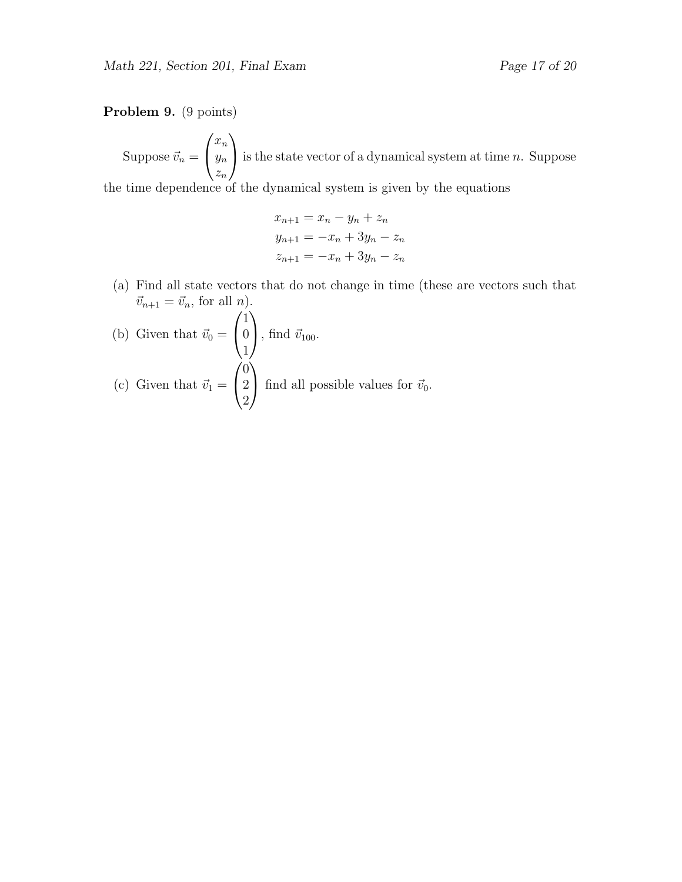**Problem 9.** (9 points)

Suppose $\vec{v}_n = \begin{pmatrix} x_n \\ y_n \\ z_n \end{pmatrix}$ is the state vector of a dynamical system at time $n$. Suppose the time dependence of the dynamical system is given by the equations

$$
\begin{aligned}
x_{n+1} &= x_n - y_n + z_n \\
y_{n+1} &= -x_n + 3y_n - z_n \\
z_{n+1} &= -x_n + 3y_n - z_n
\end{aligned}
$$

(a) Find all state vectors that do not change in time (these are vectors such that $\vec{v}_{n+1} = \vec{v}_n$, for all $n$).

(b) Given that $\vec{v}_0 = \begin{pmatrix} 1 \\ 0 \\ 1 \end{pmatrix}$, find $\vec{v}_{100}$.

(c) Given that $\vec{v}_1 = \begin{pmatrix} 0 \\ 2 \\ 2 \end{pmatrix}$ find all possible values for $\vec{v}_0$.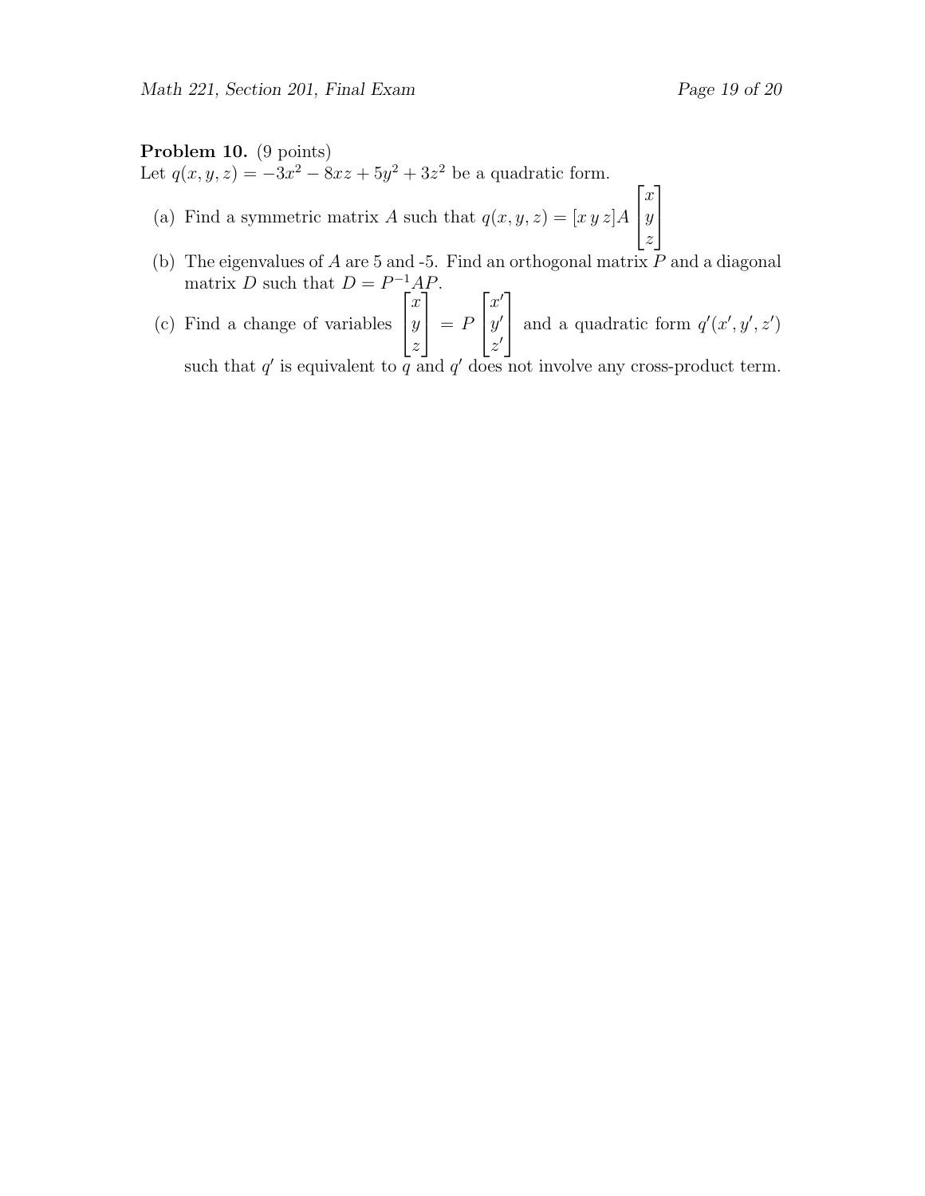**Problem 10.** (9 points)
Let $q(x, y, z) = -3x^2 - 8xz + 5y^2 + 3z^2$ be a quadratic form.

(a) Find a symmetric matrix $A$ such that $q(x, y, z) = [x\, y\, z] A \begin{bmatrix} x \\ y \\ z \end{bmatrix}$

(b) The eigenvalues of $A$ are 5 and -5. Find an orthogonal matrix $P$ and a diagonal matrix $D$ such that $D = P^{-1}AP$.

(c) Find a change of variables $\begin{bmatrix} x \\ y \\ z \end{bmatrix} = P \begin{bmatrix} x' \\ y' \\ z' \end{bmatrix}$ and a quadratic form $q'(x', y', z')$ such that $q'$ is equivalent to $q$ and $q'$ does not involve any cross-product term.